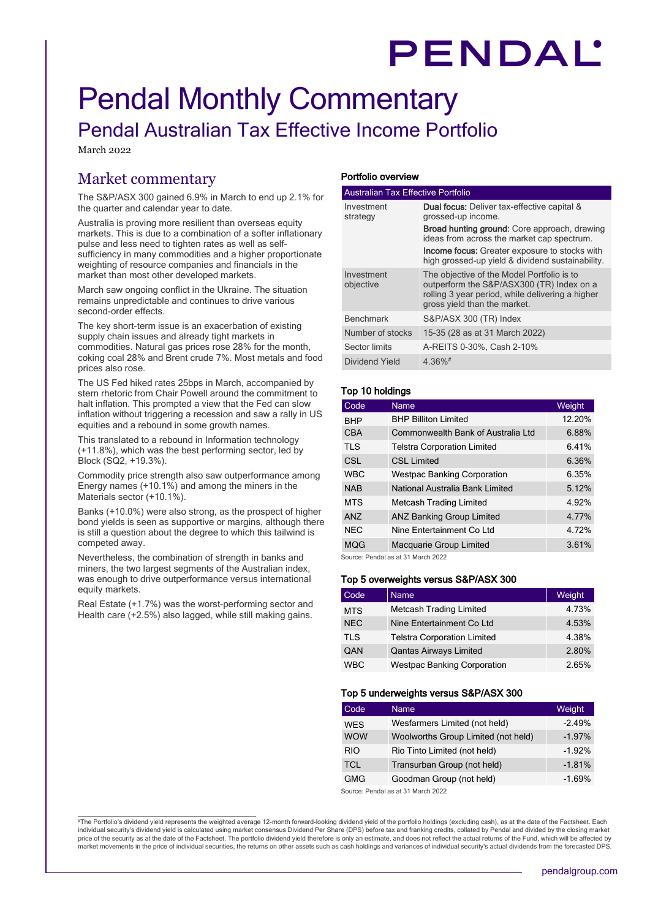# Pendal Monthly Commentary

## Pendal Australian Tax Effective Income Portfolio

March 2022

## Market commentary

The S&P/ASX 300 gained 6.9% in March to end up 2.1% for the quarter and calendar year to date.

Australia is proving more resilient than overseas equity markets. This is due to a combination of a softer inflationary pulse and less need to tighten rates as well as self-sufficiency in many commodities and a higher proportionate weighting of resource companies and financials in the market than most other developed markets.

March saw ongoing conflict in the Ukraine. The situation remains unpredictable and continues to drive various second-order effects.

The key short-term issue is an exacerbation of existing supply chain issues and already tight markets in commodities. Natural gas prices rose 28% for the month, coking coal 28% and Brent crude 7%. Most metals and food prices also rose.

The US Fed hiked rates 25bps in March, accompanied by stern rhetoric from Chair Powell around the commitment to halt inflation. This prompted a view that the Fed can slow inflation without triggering a recession and saw a rally in US equities and a rebound in some growth names.

This translated to a rebound in Information technology (+11.8%), which was the best performing sector, led by Block (SQ2, +19.3%).

Commodity price strength also saw outperformance among Energy names (+10.1%) and among the miners in the Materials sector (+10.1%).

Banks (+10.0%) were also strong, as the prospect of higher bond yields is seen as supportive or margins, although there is still a question about the degree to which this tailwind is competed away.

Nevertheless, the combination of strength in banks and miners, the two largest segments of the Australian index, was enough to drive outperformance versus international equity markets.

Real Estate (+1.7%) was the worst-performing sector and Health care (+2.5%) also lagged, while still making gains.

### Portfolio overview

| Australian Tax Effective Portfolio | |
|---|---|
| Investment strategy | **Dual focus:** Deliver tax-effective capital & grossed-up income.<br>**Broad hunting ground:** Core approach, drawing ideas from across the market cap spectrum.<br>**Income focus:** Greater exposure to stocks with high grossed-up yield & dividend sustainability. |
| Investment objective | The objective of the Model Portfolio is to outperform the S&P/ASX300 (TR) Index on a rolling 3 year period, while delivering a higher gross yield than the market. |
| Benchmark | S&P/ASX 300 (TR) Index |
| Number of stocks | 15-35 (28 as at 31 March 2022) |
| Sector limits | A-REITS 0-30%, Cash 2-10% |
| Dividend Yield | 4.36%# |

### Top 10 holdings

| Code | Name | Weight |
|---|---|---|
| BHP | BHP Billiton Limited | 12.20% |
| CBA | Commonwealth Bank of Australia Ltd | 6.88% |
| TLS | Telstra Corporation Limited | 6.41% |
| CSL | CSL Limited | 6.36% |
| WBC | Westpac Banking Corporation | 6.35% |
| NAB | National Australia Bank Limited | 5.12% |
| MTS | Metcash Trading Limited | 4.92% |
| ANZ | ANZ Banking Group Limited | 4.77% |
| NEC | Nine Entertainment Co Ltd | 4.72% |
| MQG | Macquarie Group Limited | 3.61% |

Source: Pendal as at 31 March 2022

### Top 5 overweights versus S&P/ASX 300

| Code | Name | Weight |
|---|---|---|
| MTS | Metcash Trading Limited | 4.73% |
| NEC | Nine Entertainment Co Ltd | 4.53% |
| TLS | Telstra Corporation Limited | 4.38% |
| QAN | Qantas Airways Limited | 2.80% |
| WBC | Westpac Banking Corporation | 2.65% |

### Top 5 underweights versus S&P/ASX 300

| Code | Name | Weight |
|---|---|---|
| WES | Wesfarmers Limited (not held) | -2.49% |
| WOW | Woolworths Group Limited (not held) | -1.97% |
| RIO | Rio Tinto Limited (not held) | -1.92% |
| TCL | Transurban Group (not held) | -1.81% |
| GMG | Goodman Group (not held) | -1.69% |

Source: Pendal as at 31 March 2022

#The Portfolio's dividend yield represents the weighted average 12-month forward-looking dividend yield of the portfolio holdings (excluding cash), as at the date of the Factsheet. Each individual security's dividend yield is calculated using market consensus Dividend Per Share (DPS) before tax and franking credits, collated by Pendal and divided by the closing market price of the security as at the date of the Factsheet. The portfolio dividend yield therefore is only an estimate, and does not reflect the actual returns of the Fund, which will be affected by market movements in the price of individual securities, the returns on other assets such as cash holdings and variances of individual security's actual dividends from the forecasted DPS.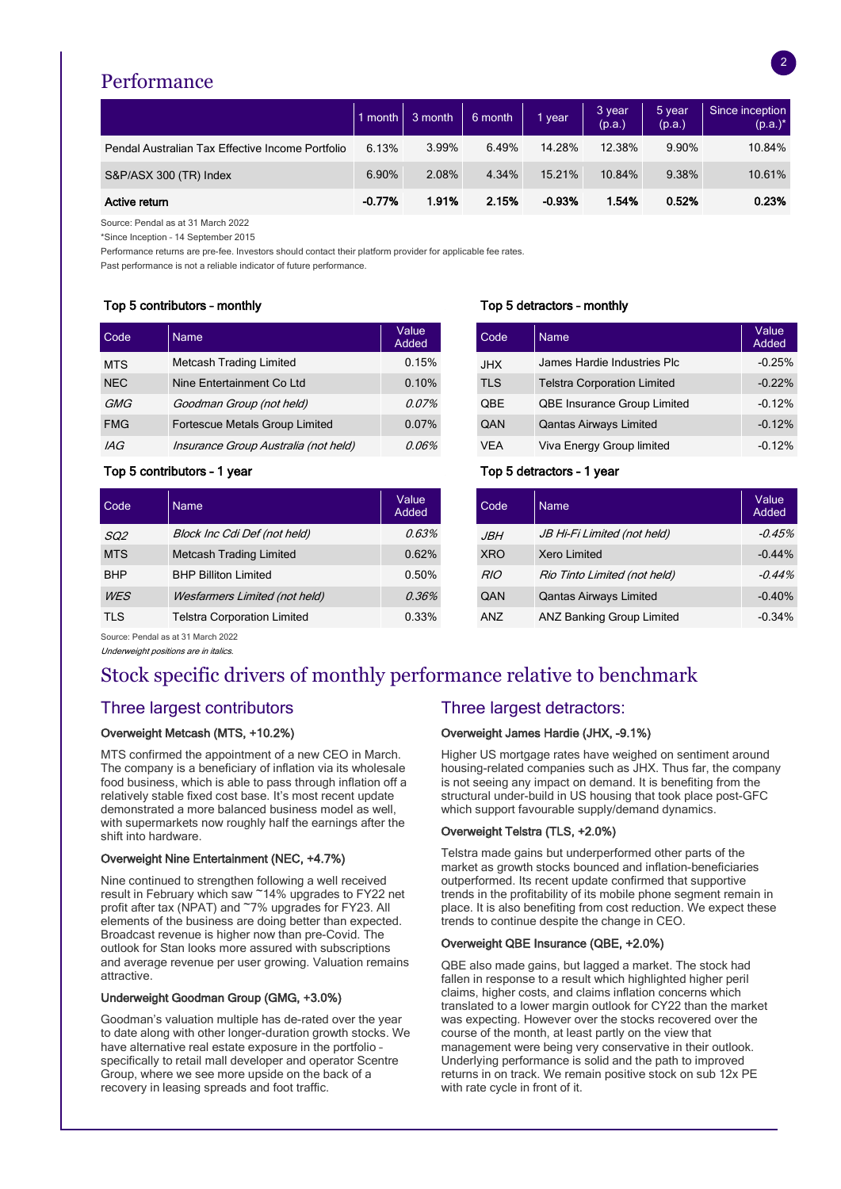## Performance

| | 1 month | 3 month | 6 month | 1 year | 3 year (p.a.) | 5 year (p.a.) | Since inception (p.a.)* |
|---|---|---|---|---|---|---|---|
| Pendal Australian Tax Effective Income Portfolio | 6.13% | 3.99% | 6.49% | 14.28% | 12.38% | 9.90% | 10.84% |
| S&P/ASX 300 (TR) Index | 6.90% | 2.08% | 4.34% | 15.21% | 10.84% | 9.38% | 10.61% |
| **Active return** | **-0.77%** | **1.91%** | **2.15%** | **-0.93%** | **1.54%** | **0.52%** | **0.23%** |

Source: Pendal as at 31 March 2022

*Since Inception - 14 September 2015

Performance returns are pre-fee. Investors should contact their platform provider for applicable fee rates.

Past performance is not a reliable indicator of future performance.

### Top 5 contributors – monthly

| Code | Name | Value Added |
|---|---|---|
| MTS | Metcash Trading Limited | 0.15% |
| NEC | Nine Entertainment Co Ltd | 0.10% |
| *GMG* | *Goodman Group (not held)* | *0.07%* |
| FMG | Fortescue Metals Group Limited | 0.07% |
| *IAG* | *Insurance Group Australia (not held)* | *0.06%* |

### Top 5 detractors – monthly

| Code | Name | Value Added |
|---|---|---|
| JHX | James Hardie Industries Plc | -0.25% |
| TLS | Telstra Corporation Limited | -0.22% |
| QBE | QBE Insurance Group Limited | -0.12% |
| QAN | Qantas Airways Limited | -0.12% |
| VEA | Viva Energy Group limited | -0.12% |

### Top 5 contributors - 1 year

| Code | Name | Value Added |
|---|---|---|
| *SQ2* | *Block Inc Cdi Def (not held)* | *0.63%* |
| MTS | Metcash Trading Limited | 0.62% |
| BHP | BHP Billiton Limited | 0.50% |
| *WES* | *Wesfarmers Limited (not held)* | *0.36%* |
| TLS | Telstra Corporation Limited | 0.33% |

### Top 5 detractors - 1 year

| Code | Name | Value Added |
|---|---|---|
| *JBH* | *JB Hi-Fi Limited (not held)* | *-0.45%* |
| XRO | Xero Limited | -0.44% |
| *RIO* | *Rio Tinto Limited (not held)* | *-0.44%* |
| QAN | Qantas Airways Limited | -0.40% |
| ANZ | ANZ Banking Group Limited | -0.34% |

Source: Pendal as at 31 March 2022

*Underweight positions are in italics.*

## Stock specific drivers of monthly performance relative to benchmark

### Three largest contributors

**Overweight Metcash (MTS, +10.2%)**

MTS confirmed the appointment of a new CEO in March. The company is a beneficiary of inflation via its wholesale food business, which is able to pass through inflation off a relatively stable fixed cost base. It's most recent update demonstrated a more balanced business model as well, with supermarkets now roughly half the earnings after the shift into hardware.

**Overweight Nine Entertainment (NEC, +4.7%)**

Nine continued to strengthen following a well received result in February which saw ~14% upgrades to FY22 net profit after tax (NPAT) and ~7% upgrades for FY23. All elements of the business are doing better than expected. Broadcast revenue is higher now than pre-Covid. The outlook for Stan looks more assured with subscriptions and average revenue per user growing. Valuation remains attractive.

**Underweight Goodman Group (GMG, +3.0%)**

Goodman's valuation multiple has de-rated over the year to date along with other longer-duration growth stocks. We have alternative real estate exposure in the portfolio – specifically to retail mall developer and operator Scentre Group, where we see more upside on the back of a recovery in leasing spreads and foot traffic.

### Three largest detractors:

**Overweight James Hardie (JHX, -9.1%)**

Higher US mortgage rates have weighed on sentiment around housing-related companies such as JHX. Thus far, the company is not seeing any impact on demand. It is benefiting from the structural under-build in US housing that took place post-GFC which support favourable supply/demand dynamics.

**Overweight Telstra (TLS, +2.0%)**

Telstra made gains but underperformed other parts of the market as growth stocks bounced and inflation-beneficiaries outperformed. Its recent update confirmed that supportive trends in the profitability of its mobile phone segment remain in place. It is also benefiting from cost reduction. We expect these trends to continue despite the change in CEO.

**Overweight QBE Insurance (QBE, +2.0%)**

QBE also made gains, but lagged a market. The stock had fallen in response to a result which highlighted higher peril claims, higher costs, and claims inflation concerns which translated to a lower margin outlook for CY22 than the market was expecting. However over the stocks recovered over the course of the month, at least partly on the view that management were being very conservative in their outlook. Underlying performance is solid and the path to improved returns in on track. We remain positive stock on sub 12x PE with rate cycle in front of it.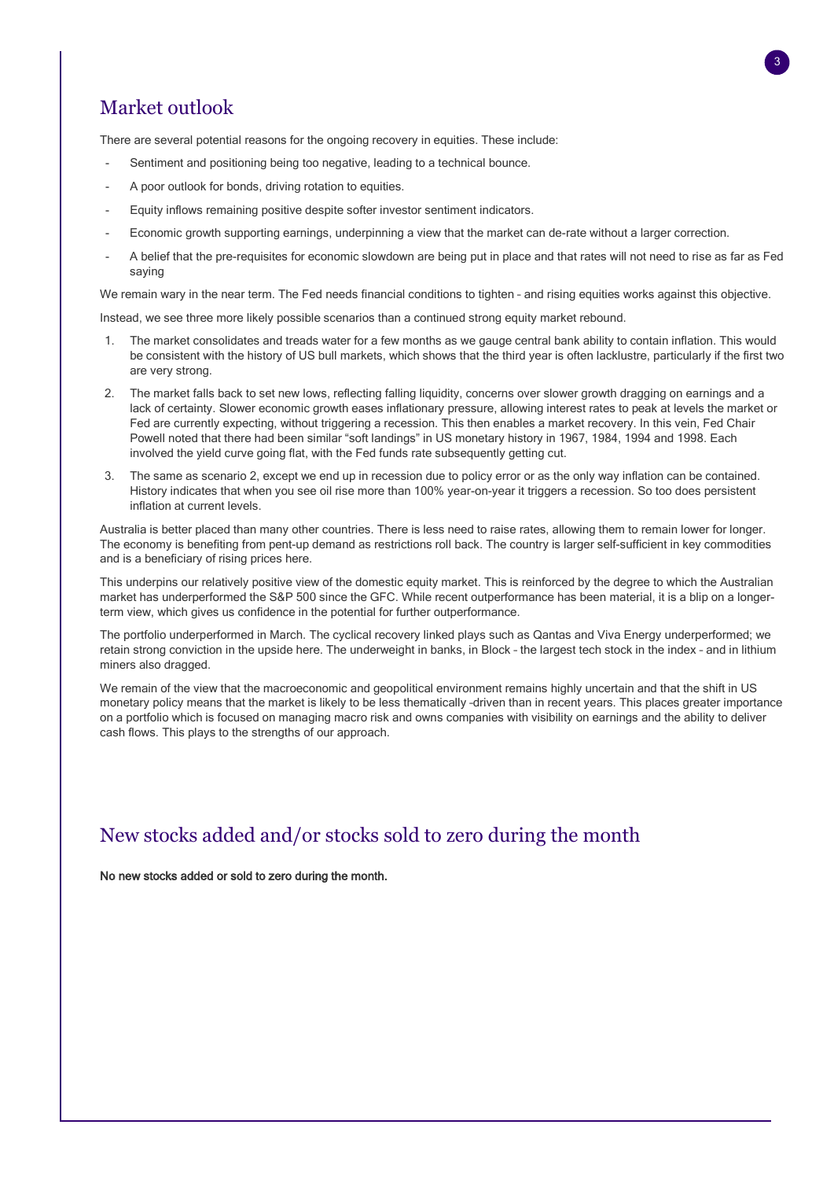## Market outlook

There are several potential reasons for the ongoing recovery in equities. These include:

- Sentiment and positioning being too negative, leading to a technical bounce.
- A poor outlook for bonds, driving rotation to equities.
- Equity inflows remaining positive despite softer investor sentiment indicators.
- Economic growth supporting earnings, underpinning a view that the market can de-rate without a larger correction.
- A belief that the pre-requisites for economic slowdown are being put in place and that rates will not need to rise as far as Fed saying

We remain wary in the near term. The Fed needs financial conditions to tighten – and rising equities works against this objective.

Instead, we see three more likely possible scenarios than a continued strong equity market rebound.

1. The market consolidates and treads water for a few months as we gauge central bank ability to contain inflation. This would be consistent with the history of US bull markets, which shows that the third year is often lacklustre, particularly if the first two are very strong.
2. The market falls back to set new lows, reflecting falling liquidity, concerns over slower growth dragging on earnings and a lack of certainty. Slower economic growth eases inflationary pressure, allowing interest rates to peak at levels the market or Fed are currently expecting, without triggering a recession. This then enables a market recovery. In this vein, Fed Chair Powell noted that there had been similar "soft landings" in US monetary history in 1967, 1984, 1994 and 1998. Each involved the yield curve going flat, with the Fed funds rate subsequently getting cut.
3. The same as scenario 2, except we end up in recession due to policy error or as the only way inflation can be contained. History indicates that when you see oil rise more than 100% year-on-year it triggers a recession. So too does persistent inflation at current levels.

Australia is better placed than many other countries. There is less need to raise rates, allowing them to remain lower for longer. The economy is benefiting from pent-up demand as restrictions roll back. The country is larger self-sufficient in key commodities and is a beneficiary of rising prices here.

This underpins our relatively positive view of the domestic equity market. This is reinforced by the degree to which the Australian market has underperformed the S&P 500 since the GFC. While recent outperformance has been material, it is a blip on a longer-term view, which gives us confidence in the potential for further outperformance.

The portfolio underperformed in March. The cyclical recovery linked plays such as Qantas and Viva Energy underperformed; we retain strong conviction in the upside here. The underweight in banks, in Block – the largest tech stock in the index – and in lithium miners also dragged.

We remain of the view that the macroeconomic and geopolitical environment remains highly uncertain and that the shift in US monetary policy means that the market is likely to be less thematically -driven than in recent years. This places greater importance on a portfolio which is focused on managing macro risk and owns companies with visibility on earnings and the ability to deliver cash flows. This plays to the strengths of our approach.

## New stocks added and/or stocks sold to zero during the month

**No new stocks added or sold to zero during the month.**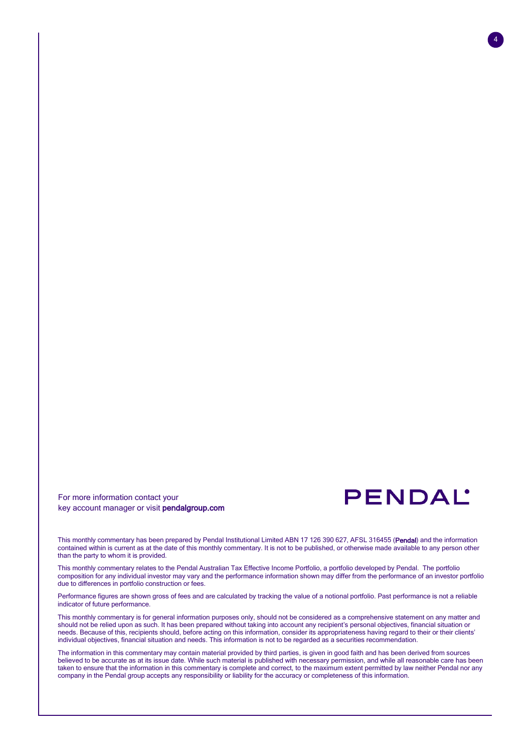For more information contact your key account manager or visit **pendalgroup.com**

**PENDAL**

This monthly commentary has been prepared by Pendal Institutional Limited ABN 17 126 390 627, AFSL 316455 (**Pendal**) and the information contained within is current as at the date of this monthly commentary. It is not to be published, or otherwise made available to any person other than the party to whom it is provided.

This monthly commentary relates to the Pendal Australian Tax Effective Income Portfolio, a portfolio developed by Pendal. The portfolio composition for any individual investor may vary and the performance information shown may differ from the performance of an investor portfolio due to differences in portfolio construction or fees.

Performance figures are shown gross of fees and are calculated by tracking the value of a notional portfolio. Past performance is not a reliable indicator of future performance.

This monthly commentary is for general information purposes only, should not be considered as a comprehensive statement on any matter and should not be relied upon as such. It has been prepared without taking into account any recipient's personal objectives, financial situation or needs. Because of this, recipients should, before acting on this information, consider its appropriateness having regard to their or their clients' individual objectives, financial situation and needs. This information is not to be regarded as a securities recommendation.

The information in this commentary may contain material provided by third parties, is given in good faith and has been derived from sources believed to be accurate as at its issue date. While such material is published with necessary permission, and while all reasonable care has been taken to ensure that the information in this commentary is complete and correct, to the maximum extent permitted by law neither Pendal nor any company in the Pendal group accepts any responsibility or liability for the accuracy or completeness of this information.